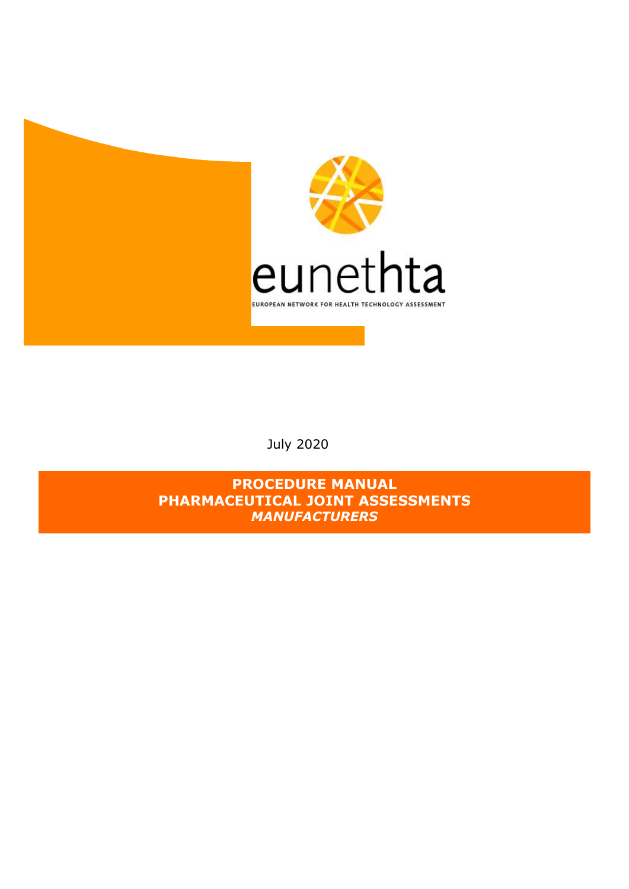eunethta

EUROPEAN NETWORK FOR HEALTH TECHNOLOGY ASSESSMENT

July 2020

# PROCEDURE MANUAL
# PHARMACEUTICAL JOINT ASSESSMENTS
# *MANUFACTURERS*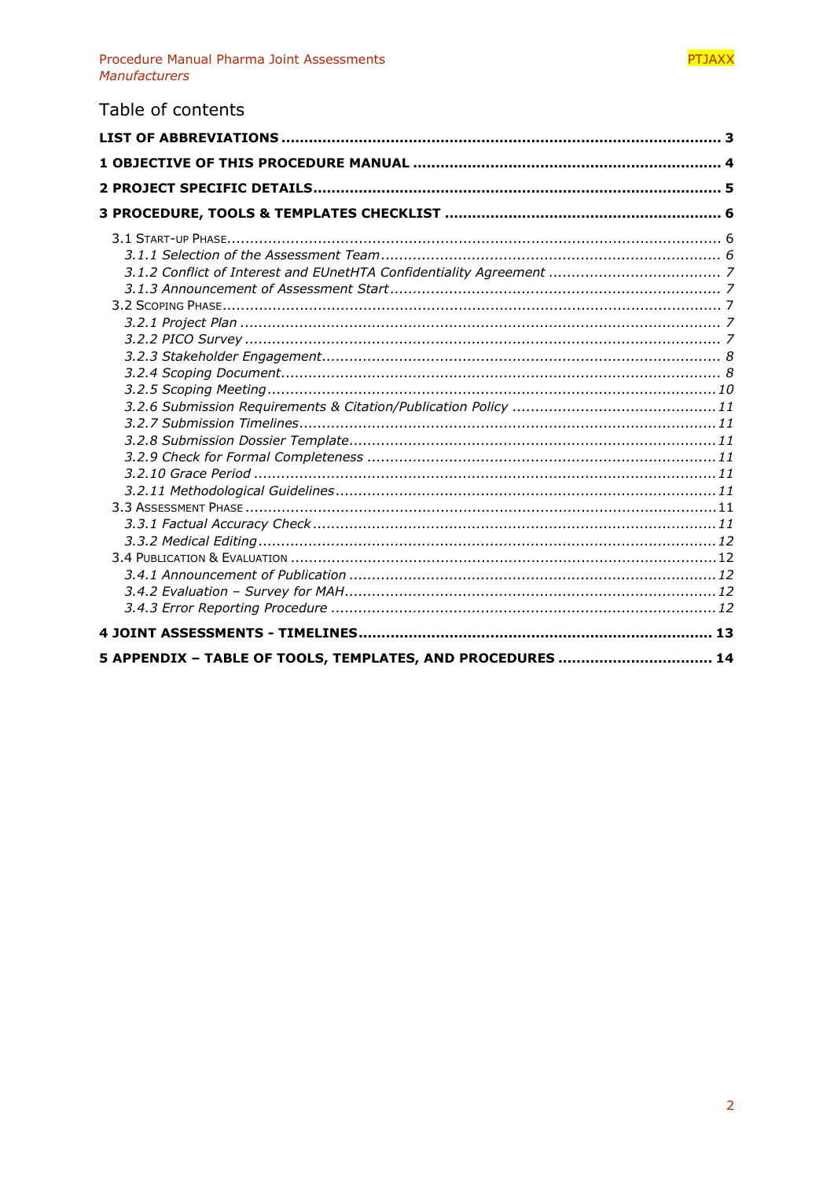# Table of contents

**LIST OF ABBREVIATIONS ............................................................................................ 3**

**1 OBJECTIVE OF THIS PROCEDURE MANUAL .................................................................. 4**

**2 PROJECT SPECIFIC DETAILS........................................................................................ 5**

**3 PROCEDURE, TOOLS & TEMPLATES CHECKLIST ........................................................... 6**

3.1 START-UP PHASE............................................................................................................ 6
- *3.1.1 Selection of the Assessment Team .......................................................................... 6*
- *3.1.2 Conflict of Interest and EUnetHTA Confidentiality Agreement .................................... 7*
- *3.1.3 Announcement of Assessment Start ........................................................................ 7*

3.2 SCOPING PHASE............................................................................................................ 7
- *3.2.1 Project Plan ........................................................................................................ 7*
- *3.2.2 PICO Survey ....................................................................................................... 7*
- *3.2.3 Stakeholder Engagement....................................................................................... 8*
- *3.2.4 Scoping Document................................................................................................ 8*
- *3.2.5 Scoping Meeting .................................................................................................. 10*
- *3.2.6 Submission Requirements & Citation/Publication Policy ............................................ 11*
- *3.2.7 Submission Timelines........................................................................................... 11*
- *3.2.8 Submission Dossier Template................................................................................ 11*
- *3.2.9 Check for Formal Completeness ............................................................................ 11*
- *3.2.10 Grace Period ..................................................................................................... 11*
- *3.2.11 Methodological Guidelines................................................................................... 11*

3.3 ASSESSMENT PHASE ...................................................................................................... 11
- *3.3.1 Factual Accuracy Check ........................................................................................ 11*
- *3.3.2 Medical Editing .................................................................................................... 12*

3.4 PUBLICATION & EVALUATION .......................................................................................... 12
- *3.4.1 Announcement of Publication ................................................................................ 12*
- *3.4.2 Evaluation – Survey for MAH.................................................................................. 12*
- *3.4.3 Error Reporting Procedure .................................................................................... 12*

**4 JOINT ASSESSMENTS - TIMELINES............................................................................. 13**

**5 APPENDIX – TABLE OF TOOLS, TEMPLATES, AND PROCEDURES .................................. 14**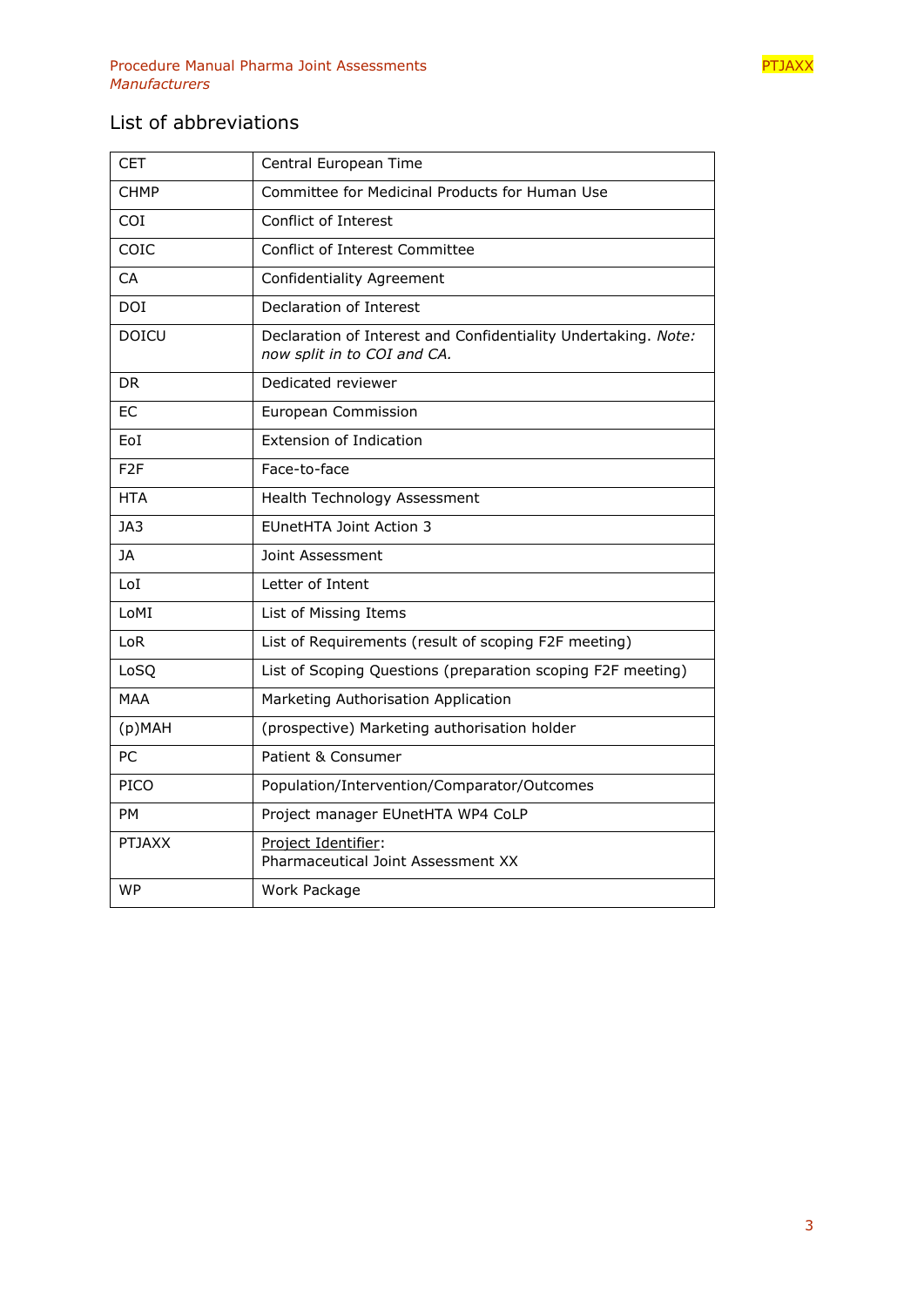## List of abbreviations

| | |
|---|---|
| CET | Central European Time |
| CHMP | Committee for Medicinal Products for Human Use |
| COI | Conflict of Interest |
| COIC | Conflict of Interest Committee |
| CA | Confidentiality Agreement |
| DOI | Declaration of Interest |
| DOICU | Declaration of Interest and Confidentiality Undertaking. *Note: now split in to COI and CA.* |
| DR | Dedicated reviewer |
| EC | European Commission |
| EoI | Extension of Indication |
| F2F | Face-to-face |
| HTA | Health Technology Assessment |
| JA3 | EUnetHTA Joint Action 3 |
| JA | Joint Assessment |
| LoI | Letter of Intent |
| LoMI | List of Missing Items |
| LoR | List of Requirements (result of scoping F2F meeting) |
| LoSQ | List of Scoping Questions (preparation scoping F2F meeting) |
| MAA | Marketing Authorisation Application |
| (p)MAH | (prospective) Marketing authorisation holder |
| PC | Patient & Consumer |
| PICO | Population/Intervention/Comparator/Outcomes |
| PM | Project manager EUnetHTA WP4 CoLP |
| PTJAXX | Project Identifier: Pharmaceutical Joint Assessment XX |
| WP | Work Package |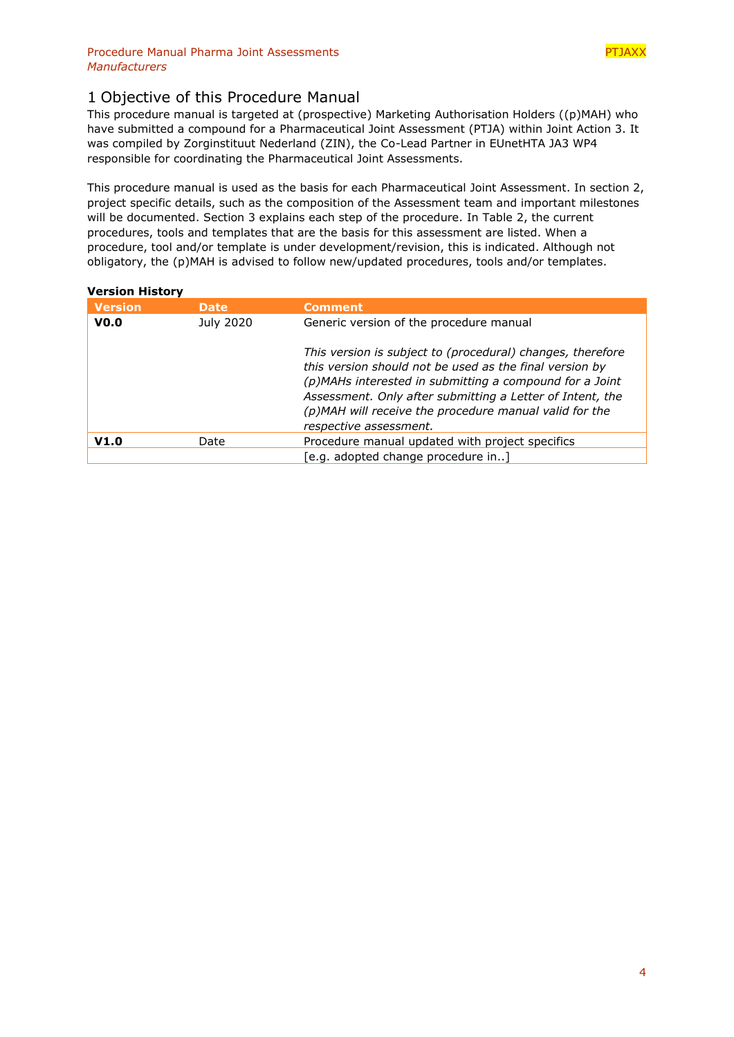# 1 Objective of this Procedure Manual

This procedure manual is targeted at (prospective) Marketing Authorisation Holders ((p)MAH) who have submitted a compound for a Pharmaceutical Joint Assessment (PTJA) within Joint Action 3. It was compiled by Zorginstituut Nederland (ZIN), the Co-Lead Partner in EUnetHTA JA3 WP4 responsible for coordinating the Pharmaceutical Joint Assessments.

This procedure manual is used as the basis for each Pharmaceutical Joint Assessment. In section 2, project specific details, such as the composition of the Assessment team and important milestones will be documented. Section 3 explains each step of the procedure. In Table 2, the current procedures, tools and templates that are the basis for this assessment are listed. When a procedure, tool and/or template is under development/revision, this is indicated. Although not obligatory, the (p)MAH is advised to follow new/updated procedures, tools and/or templates.

**Version History**

| Version | Date | Comment |
|---|---|---|
| **V0.0** | July 2020 | Generic version of the procedure manual<br><br>*This version is subject to (procedural) changes, therefore this version should not be used as the final version by (p)MAHs interested in submitting a compound for a Joint Assessment. Only after submitting a Letter of Intent, the (p)MAH will receive the procedure manual valid for the respective assessment.* |
| **V1.0** | Date | Procedure manual updated with project specifics |
| | | [e.g. adopted change procedure in..] |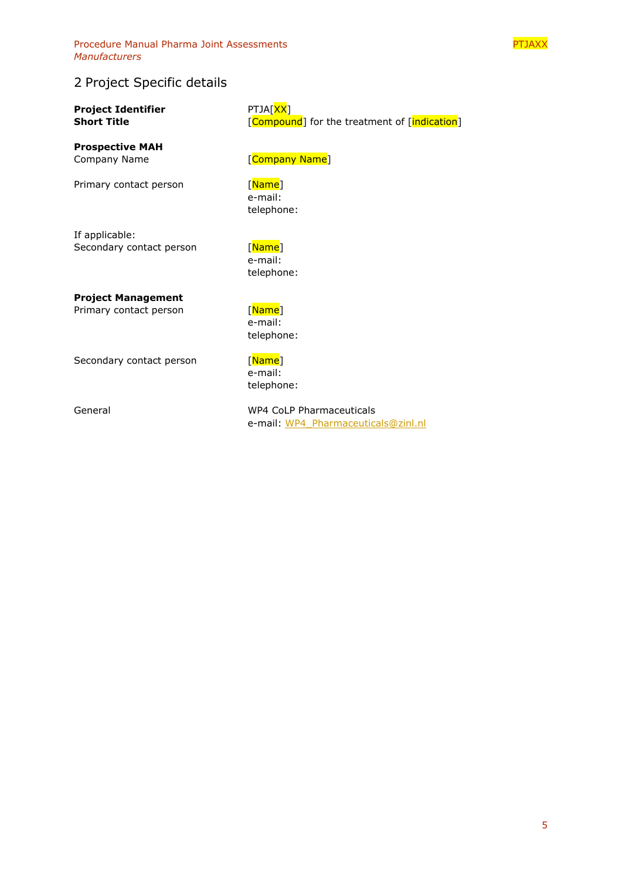## 2 Project Specific details

| | |
|---|---|
| **Project Identifier** | PTJA[XX] |
| **Short Title** | [Compound] for the treatment of [indication] |
| **Prospective MAH** | |
| Company Name | [Company Name] |
| Primary contact person | [Name]<br>e-mail:<br>telephone: |
| If applicable:<br>Secondary contact person | [Name]<br>e-mail:<br>telephone: |
| **Project Management** | |
| Primary contact person | [Name]<br>e-mail:<br>telephone: |
| Secondary contact person | [Name]<br>e-mail:<br>telephone: |
| General | WP4 CoLP Pharmaceuticals<br>e-mail: WP4_Pharmaceuticals@zinl.nl |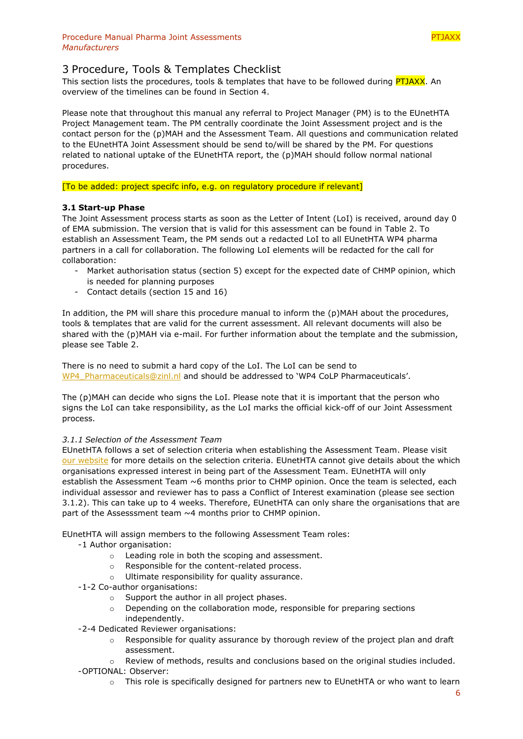# 3 Procedure, Tools & Templates Checklist

This section lists the procedures, tools & templates that have to be followed during PTJAXX. An overview of the timelines can be found in Section 4.

Please note that throughout this manual any referral to Project Manager (PM) is to the EUnetHTA Project Management team. The PM centrally coordinate the Joint Assessment project and is the contact person for the (p)MAH and the Assessment Team. All questions and communication related to the EUnetHTA Joint Assessment should be send to/will be shared by the PM. For questions related to national uptake of the EUnetHTA report, the (p)MAH should follow normal national procedures.

[To be added: project specifc info, e.g. on regulatory procedure if relevant]

### 3.1 Start-up Phase

The Joint Assessment process starts as soon as the Letter of Intent (LoI) is received, around day 0 of EMA submission. The version that is valid for this assessment can be found in Table 2. To establish an Assessment Team, the PM sends out a redacted LoI to all EUnetHTA WP4 pharma partners in a call for collaboration. The following LoI elements will be redacted for the call for collaboration:

- Market authorisation status (section 5) except for the expected date of CHMP opinion, which is needed for planning purposes
- Contact details (section 15 and 16)

In addition, the PM will share this procedure manual to inform the (p)MAH about the procedures, tools & templates that are valid for the current assessment. All relevant documents will also be shared with the (p)MAH via e-mail. For further information about the template and the submission, please see Table 2.

There is no need to submit a hard copy of the LoI. The LoI can be send to WP4_Pharmaceuticals@zinl.nl and should be addressed to 'WP4 CoLP Pharmaceuticals'.

The (p)MAH can decide who signs the LoI. Please note that it is important that the person who signs the LoI can take responsibility, as the LoI marks the official kick-off of our Joint Assessment process.

#### *3.1.1 Selection of the Assessment Team*

EUnetHTA follows a set of selection criteria when establishing the Assessment Team. Please visit our website for more details on the selection criteria. EUnetHTA cannot give details about the which organisations expressed interest in being part of the Assessment Team. EUnetHTA will only establish the Assessment Team ~6 months prior to CHMP opinion. Once the team is selected, each individual assessor and reviewer has to pass a Conflict of Interest examination (please see section 3.1.2). This can take up to 4 weeks. Therefore, EUnetHTA can only share the organisations that are part of the Assesssment team ~4 months prior to CHMP opinion.

EUnetHTA will assign members to the following Assessment Team roles:

- -1 Author organisation:
  - Leading role in both the scoping and assessment.
  - Responsible for the content-related process.
  - Ultimate responsibility for quality assurance.
- -1-2 Co-author organisations:
  - Support the author in all project phases.
  - Depending on the collaboration mode, responsible for preparing sections independently.
- -2-4 Dedicated Reviewer organisations:
  - Responsible for quality assurance by thorough review of the project plan and draft assessment.
  - Review of methods, results and conclusions based on the original studies included.
- -OPTIONAL: Observer:
  - This role is specifically designed for partners new to EUnetHTA or who want to learn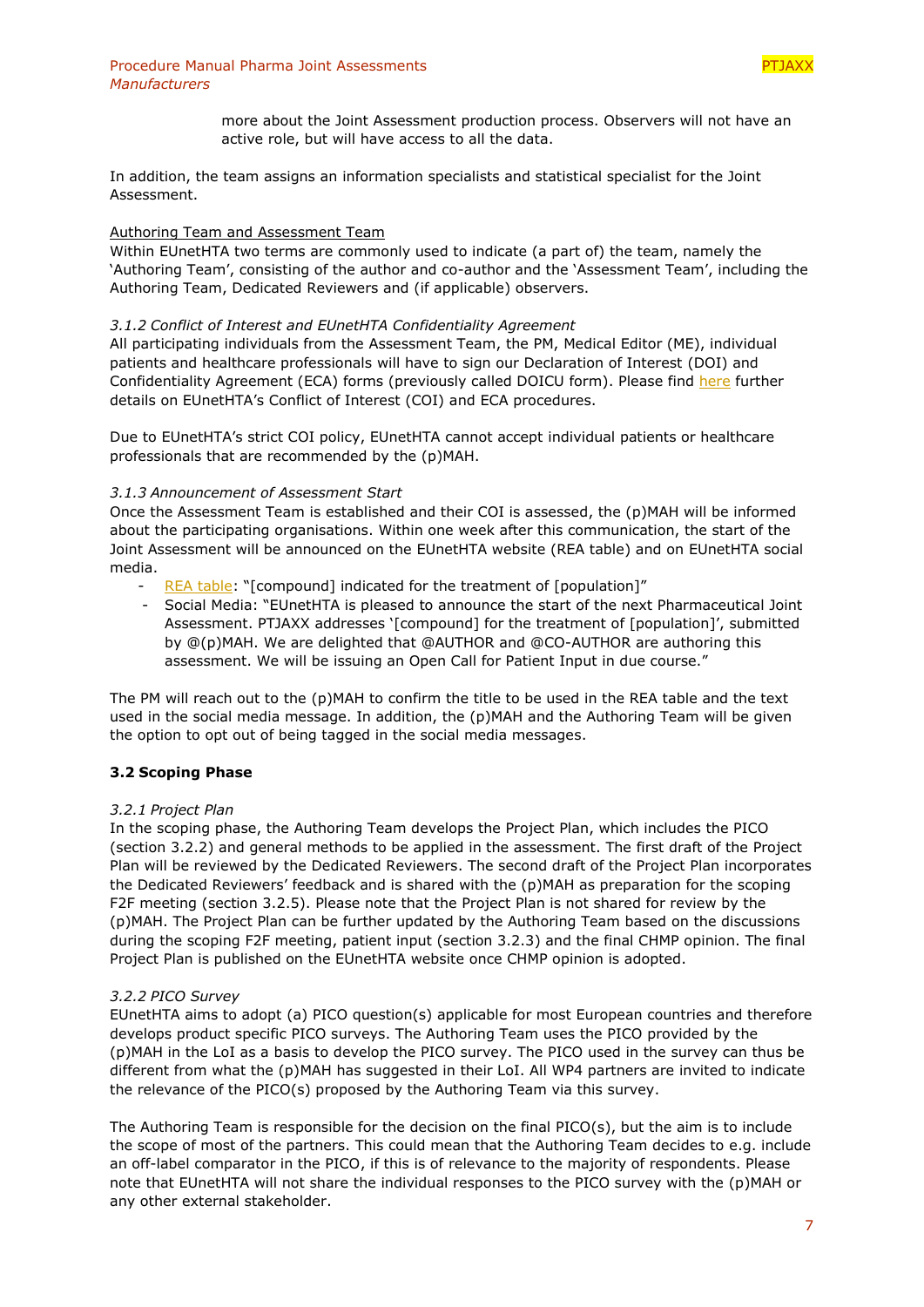more about the Joint Assessment production process. Observers will not have an active role, but will have access to all the data.

In addition, the team assigns an information specialists and statistical specialist for the Joint Assessment.

Authoring Team and Assessment Team

Within EUnetHTA two terms are commonly used to indicate (a part of) the team, namely the 'Authoring Team', consisting of the author and co-author and the 'Assessment Team', including the Authoring Team, Dedicated Reviewers and (if applicable) observers.

*3.1.2 Conflict of Interest and EUnetHTA Confidentiality Agreement*

All participating individuals from the Assessment Team, the PM, Medical Editor (ME), individual patients and healthcare professionals will have to sign our Declaration of Interest (DOI) and Confidentiality Agreement (ECA) forms (previously called DOICU form). Please find here further details on EUnetHTA's Conflict of Interest (COI) and ECA procedures.

Due to EUnetHTA's strict COI policy, EUnetHTA cannot accept individual patients or healthcare professionals that are recommended by the (p)MAH.

*3.1.3 Announcement of Assessment Start*

Once the Assessment Team is established and their COI is assessed, the (p)MAH will be informed about the participating organisations. Within one week after this communication, the start of the Joint Assessment will be announced on the EUnetHTA website (REA table) and on EUnetHTA social media.

- REA table: "[compound] indicated for the treatment of [population]"
- Social Media: "EUnetHTA is pleased to announce the start of the next Pharmaceutical Joint Assessment. PTJAXX addresses '[compound] for the treatment of [population]', submitted by @(p)MAH. We are delighted that @AUTHOR and @CO-AUTHOR are authoring this assessment. We will be issuing an Open Call for Patient Input in due course."

The PM will reach out to the (p)MAH to confirm the title to be used in the REA table and the text used in the social media message. In addition, the (p)MAH and the Authoring Team will be given the option to opt out of being tagged in the social media messages.

### 3.2 Scoping Phase

*3.2.1 Project Plan*

In the scoping phase, the Authoring Team develops the Project Plan, which includes the PICO (section 3.2.2) and general methods to be applied in the assessment. The first draft of the Project Plan will be reviewed by the Dedicated Reviewers. The second draft of the Project Plan incorporates the Dedicated Reviewers' feedback and is shared with the (p)MAH as preparation for the scoping F2F meeting (section 3.2.5). Please note that the Project Plan is not shared for review by the (p)MAH. The Project Plan can be further updated by the Authoring Team based on the discussions during the scoping F2F meeting, patient input (section 3.2.3) and the final CHMP opinion. The final Project Plan is published on the EUnetHTA website once CHMP opinion is adopted.

*3.2.2 PICO Survey*

EUnetHTA aims to adopt (a) PICO question(s) applicable for most European countries and therefore develops product specific PICO surveys. The Authoring Team uses the PICO provided by the (p)MAH in the LoI as a basis to develop the PICO survey. The PICO used in the survey can thus be different from what the (p)MAH has suggested in their LoI. All WP4 partners are invited to indicate the relevance of the PICO(s) proposed by the Authoring Team via this survey.

The Authoring Team is responsible for the decision on the final PICO(s), but the aim is to include the scope of most of the partners. This could mean that the Authoring Team decides to e.g. include an off-label comparator in the PICO, if this is of relevance to the majority of respondents. Please note that EUnetHTA will not share the individual responses to the PICO survey with the (p)MAH or any other external stakeholder.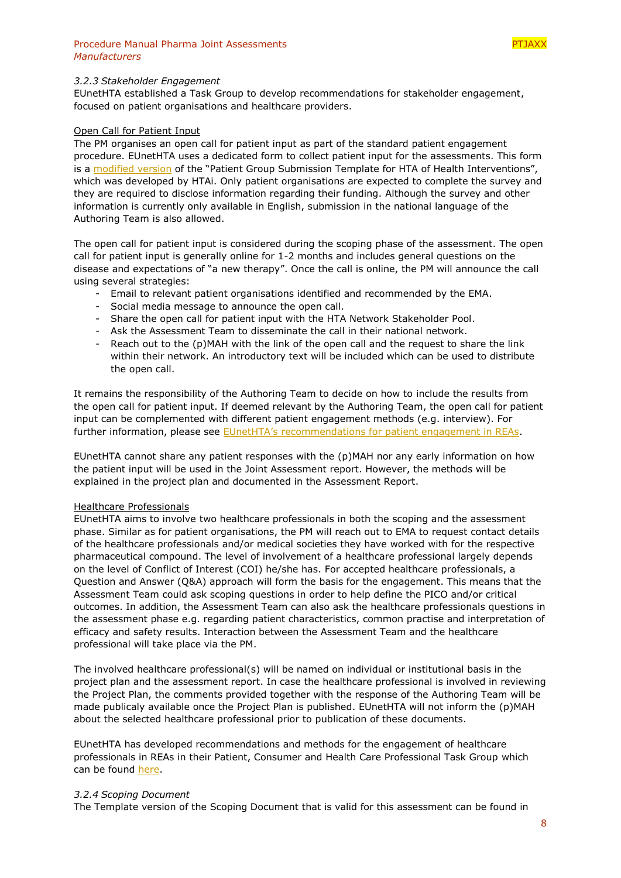*3.2.3 Stakeholder Engagement*

EUnetHTA established a Task Group to develop recommendations for stakeholder engagement, focused on patient organisations and healthcare providers.

Open Call for Patient Input

The PM organises an open call for patient input as part of the standard patient engagement procedure. EUnetHTA uses a dedicated form to collect patient input for the assessments. This form is a modified version of the "Patient Group Submission Template for HTA of Health Interventions", which was developed by HTAi. Only patient organisations are expected to complete the survey and they are required to disclose information regarding their funding. Although the survey and other information is currently only available in English, submission in the national language of the Authoring Team is also allowed.

The open call for patient input is considered during the scoping phase of the assessment. The open call for patient input is generally online for 1-2 months and includes general questions on the disease and expectations of "a new therapy". Once the call is online, the PM will announce the call using several strategies:

- Email to relevant patient organisations identified and recommended by the EMA.
- Social media message to announce the open call.
- Share the open call for patient input with the HTA Network Stakeholder Pool.
- Ask the Assessment Team to disseminate the call in their national network.
- Reach out to the (p)MAH with the link of the open call and the request to share the link within their network. An introductory text will be included which can be used to distribute the open call.

It remains the responsibility of the Authoring Team to decide on how to include the results from the open call for patient input. If deemed relevant by the Authoring Team, the open call for patient input can be complemented with different patient engagement methods (e.g. interview). For further information, please see EUnetHTA's recommendations for patient engagement in REAs.

EUnetHTA cannot share any patient responses with the (p)MAH nor any early information on how the patient input will be used in the Joint Assessment report. However, the methods will be explained in the project plan and documented in the Assessment Report.

Healthcare Professionals

EUnetHTA aims to involve two healthcare professionals in both the scoping and the assessment phase. Similar as for patient organisations, the PM will reach out to EMA to request contact details of the healthcare professionals and/or medical societies they have worked with for the respective pharmaceutical compound. The level of involvement of a healthcare professional largely depends on the level of Conflict of Interest (COI) he/she has. For accepted healthcare professionals, a Question and Answer (Q&A) approach will form the basis for the engagement. This means that the Assessment Team could ask scoping questions in order to help define the PICO and/or critical outcomes. In addition, the Assessment Team can also ask the healthcare professionals questions in the assessment phase e.g. regarding patient characteristics, common practise and interpretation of efficacy and safety results. Interaction between the Assessment Team and the healthcare professional will take place via the PM.

The involved healthcare professional(s) will be named on individual or institutional basis in the project plan and the assessment report. In case the healthcare professional is involved in reviewing the Project Plan, the comments provided together with the response of the Authoring Team will be made publicaly available once the Project Plan is published. EUnetHTA will not inform the (p)MAH about the selected healthcare professional prior to publication of these documents.

EUnetHTA has developed recommendations and methods for the engagement of healthcare professionals in REAs in their Patient, Consumer and Health Care Professional Task Group which can be found here.

*3.2.4 Scoping Document*

The Template version of the Scoping Document that is valid for this assessment can be found in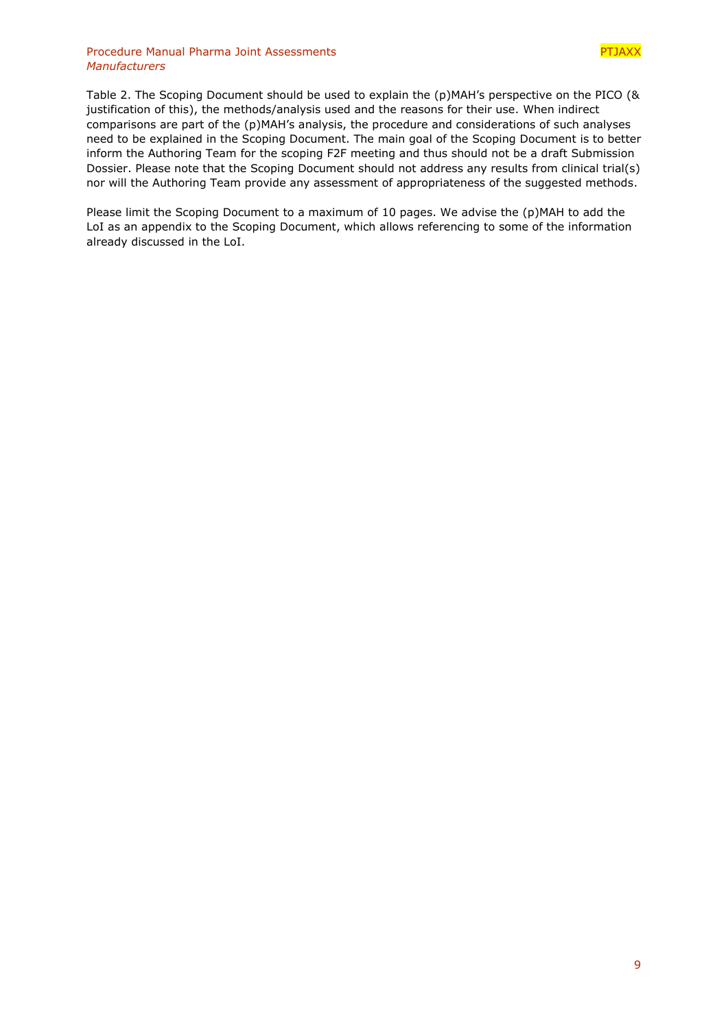Table 2. The Scoping Document should be used to explain the (p)MAH's perspective on the PICO (& justification of this), the methods/analysis used and the reasons for their use. When indirect comparisons are part of the (p)MAH's analysis, the procedure and considerations of such analyses need to be explained in the Scoping Document. The main goal of the Scoping Document is to better inform the Authoring Team for the scoping F2F meeting and thus should not be a draft Submission Dossier. Please note that the Scoping Document should not address any results from clinical trial(s) nor will the Authoring Team provide any assessment of appropriateness of the suggested methods.

Please limit the Scoping Document to a maximum of 10 pages. We advise the (p)MAH to add the LoI as an appendix to the Scoping Document, which allows referencing to some of the information already discussed in the LoI.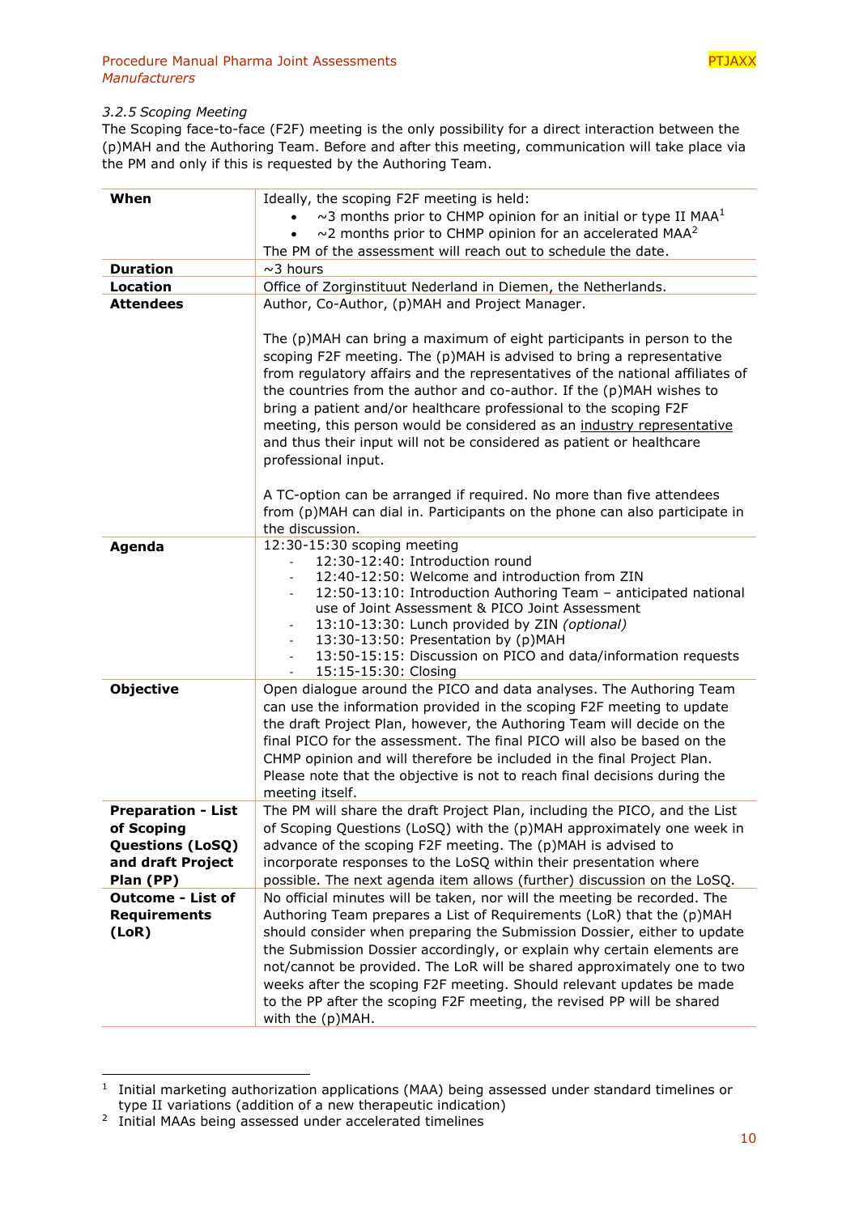*3.2.5 Scoping Meeting*

The Scoping face-to-face (F2F) meeting is the only possibility for a direct interaction between the (p)MAH and the Authoring Team. Before and after this meeting, communication will take place via the PM and only if this is requested by the Authoring Team.

| | |
|---|---|
| **When** | Ideally, the scoping F2F meeting is held:<br>• ~3 months prior to CHMP opinion for an initial or type II MAA[1]<br>• ~2 months prior to CHMP opinion for an accelerated MAA[2]<br>The PM of the assessment will reach out to schedule the date. |
| **Duration** | ~3 hours |
| **Location** | Office of Zorginstituut Nederland in Diemen, the Netherlands. |
| **Attendees** | Author, Co-Author, (p)MAH and Project Manager.<br><br>The (p)MAH can bring a maximum of eight participants in person to the scoping F2F meeting. The (p)MAH is advised to bring a representative from regulatory affairs and the representatives of the national affiliates of the countries from the author and co-author. If the (p)MAH wishes to bring a patient and/or healthcare professional to the scoping F2F meeting, this person would be considered as an industry representative and thus their input will not be considered as patient or healthcare professional input.<br><br>A TC-option can be arranged if required. No more than five attendees from (p)MAH can dial in. Participants on the phone can also participate in the discussion. |
| **Agenda** | 12:30-15:30 scoping meeting<br>- 12:30-12:40: Introduction round<br>- 12:40-12:50: Welcome and introduction from ZIN<br>- 12:50-13:10: Introduction Authoring Team – anticipated national use of Joint Assessment & PICO Joint Assessment<br>- 13:10-13:30: Lunch provided by ZIN *(optional)*<br>- 13:30-13:50: Presentation by (p)MAH<br>- 13:50-15:15: Discussion on PICO and data/information requests<br>- 15:15-15:30: Closing |
| **Objective** | Open dialogue around the PICO and data analyses. The Authoring Team can use the information provided in the scoping F2F meeting to update the draft Project Plan, however, the Authoring Team will decide on the final PICO for the assessment. The final PICO will also be based on the CHMP opinion and will therefore be included in the final Project Plan. Please note that the objective is not to reach final decisions during the meeting itself. |
| **Preparation - List of Scoping Questions (LoSQ) and draft Project Plan (PP)** | The PM will share the draft Project Plan, including the PICO, and the List of Scoping Questions (LoSQ) with the (p)MAH approximately one week in advance of the scoping F2F meeting. The (p)MAH is advised to incorporate responses to the LoSQ within their presentation where possible. The next agenda item allows (further) discussion on the LoSQ. |
| **Outcome - List of Requirements (LoR)** | No official minutes will be taken, nor will the meeting be recorded. The Authoring Team prepares a List of Requirements (LoR) that the (p)MAH should consider when preparing the Submission Dossier, either to update the Submission Dossier accordingly, or explain why certain elements are not/cannot be provided. The LoR will be shared approximately one to two weeks after the scoping F2F meeting. Should relevant updates be made to the PP after the scoping F2F meeting, the revised PP will be shared with the (p)MAH. |

[1] Initial marketing authorization applications (MAA) being assessed under standard timelines or type II variations (addition of a new therapeutic indication)

[2] Initial MAAs being assessed under accelerated timelines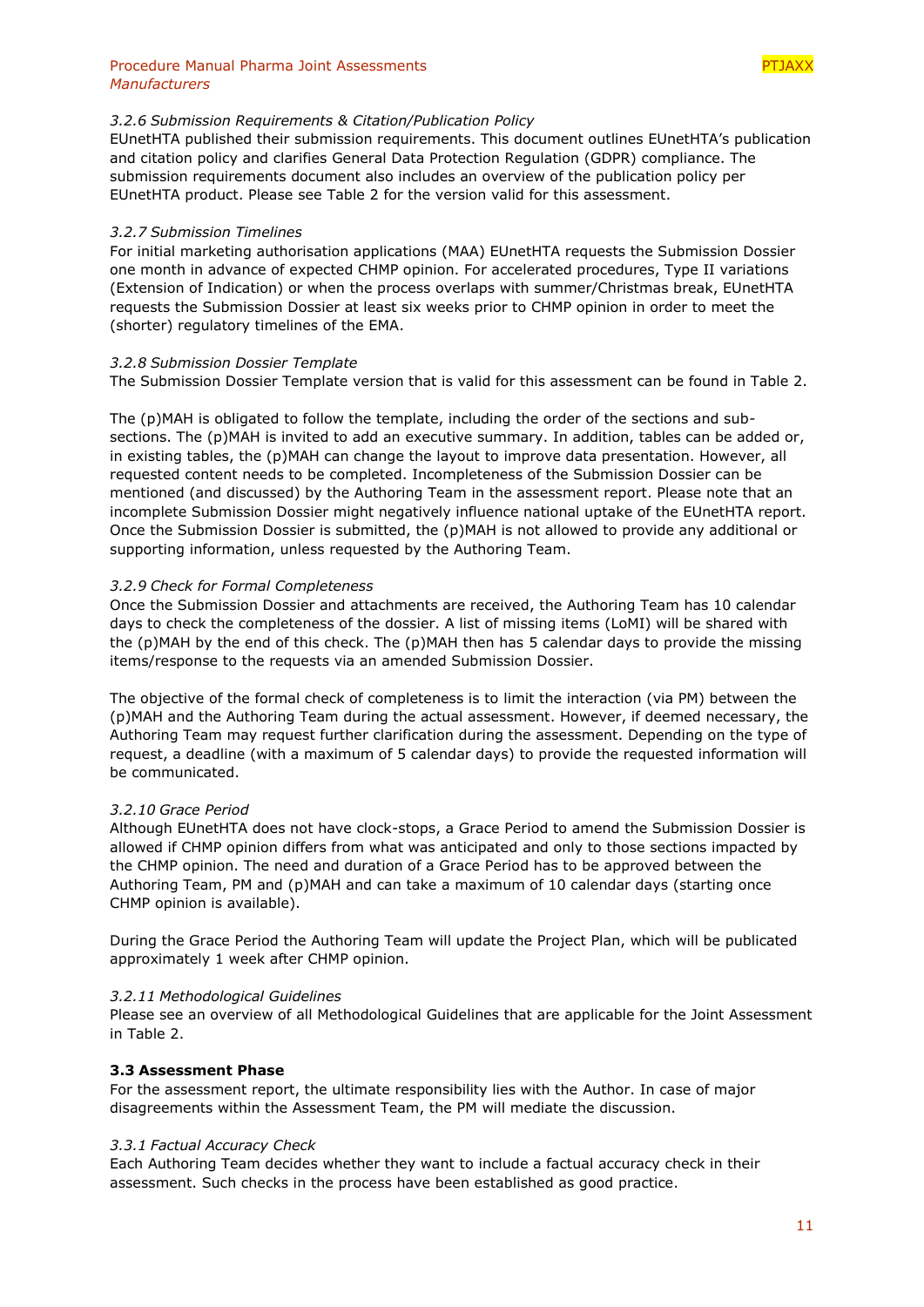*3.2.6 Submission Requirements & Citation/Publication Policy*

EUnetHTA published their submission requirements. This document outlines EUnetHTA's publication and citation policy and clarifies General Data Protection Regulation (GDPR) compliance. The submission requirements document also includes an overview of the publication policy per EUnetHTA product. Please see Table 2 for the version valid for this assessment.

*3.2.7 Submission Timelines*

For initial marketing authorisation applications (MAA) EUnetHTA requests the Submission Dossier one month in advance of expected CHMP opinion. For accelerated procedures, Type II variations (Extension of Indication) or when the process overlaps with summer/Christmas break, EUnetHTA requests the Submission Dossier at least six weeks prior to CHMP opinion in order to meet the (shorter) regulatory timelines of the EMA.

*3.2.8 Submission Dossier Template*

The Submission Dossier Template version that is valid for this assessment can be found in Table 2.

The (p)MAH is obligated to follow the template, including the order of the sections and sub-sections. The (p)MAH is invited to add an executive summary. In addition, tables can be added or, in existing tables, the (p)MAH can change the layout to improve data presentation. However, all requested content needs to be completed. Incompleteness of the Submission Dossier can be mentioned (and discussed) by the Authoring Team in the assessment report. Please note that an incomplete Submission Dossier might negatively influence national uptake of the EUnetHTA report. Once the Submission Dossier is submitted, the (p)MAH is not allowed to provide any additional or supporting information, unless requested by the Authoring Team.

*3.2.9 Check for Formal Completeness*

Once the Submission Dossier and attachments are received, the Authoring Team has 10 calendar days to check the completeness of the dossier. A list of missing items (LoMI) will be shared with the (p)MAH by the end of this check. The (p)MAH then has 5 calendar days to provide the missing items/response to the requests via an amended Submission Dossier.

The objective of the formal check of completeness is to limit the interaction (via PM) between the (p)MAH and the Authoring Team during the actual assessment. However, if deemed necessary, the Authoring Team may request further clarification during the assessment. Depending on the type of request, a deadline (with a maximum of 5 calendar days) to provide the requested information will be communicated.

*3.2.10 Grace Period*

Although EUnetHTA does not have clock-stops, a Grace Period to amend the Submission Dossier is allowed if CHMP opinion differs from what was anticipated and only to those sections impacted by the CHMP opinion. The need and duration of a Grace Period has to be approved between the Authoring Team, PM and (p)MAH and can take a maximum of 10 calendar days (starting once CHMP opinion is available).

During the Grace Period the Authoring Team will update the Project Plan, which will be publicated approximately 1 week after CHMP opinion.

*3.2.11 Methodological Guidelines*

Please see an overview of all Methodological Guidelines that are applicable for the Joint Assessment in Table 2.

### 3.3 Assessment Phase

For the assessment report, the ultimate responsibility lies with the Author. In case of major disagreements within the Assessment Team, the PM will mediate the discussion.

*3.3.1 Factual Accuracy Check*

Each Authoring Team decides whether they want to include a factual accuracy check in their assessment. Such checks in the process have been established as good practice.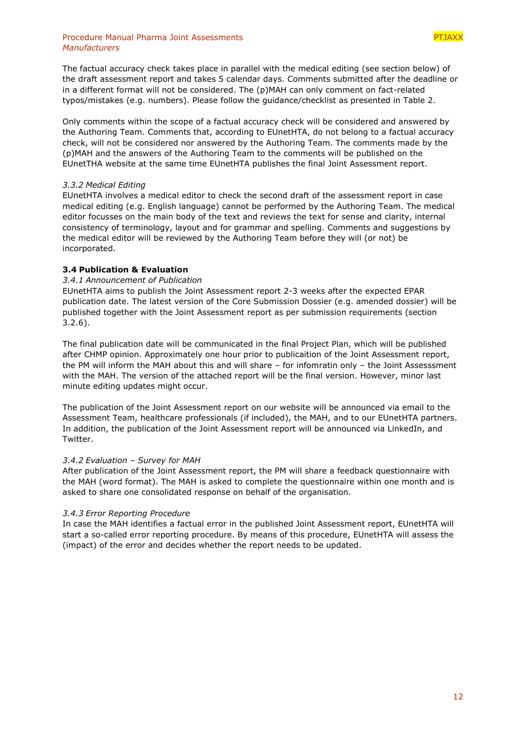The factual accuracy check takes place in parallel with the medical editing (see section below) of the draft assessment report and takes 5 calendar days. Comments submitted after the deadline or in a different format will not be considered. The (p)MAH can only comment on fact-related typos/mistakes (e.g. numbers). Please follow the guidance/checklist as presented in Table 2.

Only comments within the scope of a factual accuracy check will be considered and answered by the Authoring Team. Comments that, according to EUnetHTA, do not belong to a factual accuracy check, will not be considered nor answered by the Authoring Team. The comments made by the (p)MAH and the answers of the Authoring Team to the comments will be published on the EUnetTHA website at the same time EUnetHTA publishes the final Joint Assessment report.

*3.3.2 Medical Editing*

EUnetHTA involves a medical editor to check the second draft of the assessment report in case medical editing (e.g. English language) cannot be performed by the Authoring Team. The medical editor focusses on the main body of the text and reviews the text for sense and clarity, internal consistency of terminology, layout and for grammar and spelling. Comments and suggestions by the medical editor will be reviewed by the Authoring Team before they will (or not) be incorporated.

### 3.4 Publication & Evaluation

*3.4.1 Announcement of Publication*

EUnetHTA aims to publish the Joint Assessment report 2-3 weeks after the expected EPAR publication date. The latest version of the Core Submission Dossier (e.g. amended dossier) will be published together with the Joint Assessment report as per submission requirements (section 3.2.6).

The final publication date will be communicated in the final Project Plan, which will be published after CHMP opinion. Approximately one hour prior to publicaition of the Joint Assessment report, the PM will inform the MAH about this and will share – for infomratin only – the Joint Assesssment with the MAH. The version of the attached report will be the final version. However, minor last minute editing updates might occur.

The publication of the Joint Assessment report on our website will be announced via email to the Assessment Team, healthcare professionals (if included), the MAH, and to our EUnetHTA partners. In addition, the publication of the Joint Assessment report will be announced via LinkedIn, and Twitter.

*3.4.2 Evaluation – Survey for MAH*

After publication of the Joint Assessment report, the PM will share a feedback questionnaire with the MAH (word format). The MAH is asked to complete the questionnaire within one month and is asked to share one consolidated response on behalf of the organisation.

*3.4.3 Error Reporting Procedure*

In case the MAH identifies a factual error in the published Joint Assessment report, EUnetHTA will start a so-called error reporting procedure. By means of this procedure, EUnetHTA will assess the (impact) of the error and decides whether the report needs to be updated.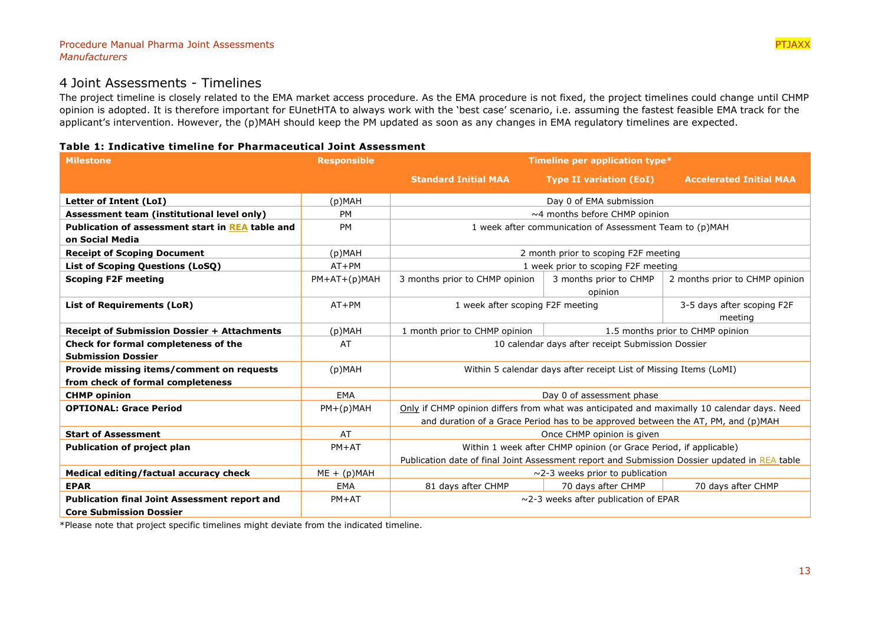# 4 Joint Assessments - Timelines

The project timeline is closely related to the EMA market access procedure. As the EMA procedure is not fixed, the project timelines could change until CHMP opinion is adopted. It is therefore important for EUnetHTA to always work with the 'best case' scenario, i.e. assuming the fastest feasible EMA track for the applicant's intervention. However, the (p)MAH should keep the PM updated as soon as any changes in EMA regulatory timelines are expected.

**Table 1: Indicative timeline for Pharmaceutical Joint Assessment**

| Milestone | Responsible | Timeline per application type* | | |
|---|---|---|---|---|
| | | Standard Initial MAA | Type II variation (EoI) | Accelerated Initial MAA |
| **Letter of Intent (LoI)** | (p)MAH | Day 0 of EMA submission | | |
| **Assessment team (institutional level only)** | PM | ~4 months before CHMP opinion | | |
| **Publication of assessment start in REA table and on Social Media** | PM | 1 week after communication of Assessment Team to (p)MAH | | |
| **Receipt of Scoping Document** | (p)MAH | 2 month prior to scoping F2F meeting | | |
| **List of Scoping Questions (LoSQ)** | AT+PM | 1 week prior to scoping F2F meeting | | |
| **Scoping F2F meeting** | PM+AT+(p)MAH | 3 months prior to CHMP opinion | 3 months prior to CHMP opinion | 2 months prior to CHMP opinion |
| **List of Requirements (LoR)** | AT+PM | 1 week after scoping F2F meeting | | 3-5 days after scoping F2F meeting |
| **Receipt of Submission Dossier + Attachments** | (p)MAH | 1 month prior to CHMP opinion | 1.5 months prior to CHMP opinion | |
| **Check for formal completeness of the Submission Dossier** | AT | 10 calendar days after receipt Submission Dossier | | |
| **Provide missing items/comment on requests from check of formal completeness** | (p)MAH | Within 5 calendar days after receipt List of Missing Items (LoMI) | | |
| **CHMP opinion** | EMA | Day 0 of assessment phase | | |
| **OPTIONAL: Grace Period** | PM+(p)MAH | Only if CHMP opinion differs from what was anticipated and maximally 10 calendar days. Need and duration of a Grace Period has to be approved between the AT, PM, and (p)MAH | | |
| **Start of Assessment** | AT | Once CHMP opinion is given | | |
| **Publication of project plan** | PM+AT | Within 1 week after CHMP opinion (or Grace Period, if applicable) Publication date of final Joint Assessment report and Submission Dossier updated in REA table | | |
| **Medical editing/factual accuracy check** | ME + (p)MAH | ~2-3 weeks prior to publication | | |
| **EPAR** | EMA | 81 days after CHMP | 70 days after CHMP | 70 days after CHMP |
| **Publication final Joint Assessment report and Core Submission Dossier** | PM+AT | ~2-3 weeks after publication of EPAR | | |

*Please note that project specific timelines might deviate from the indicated timeline.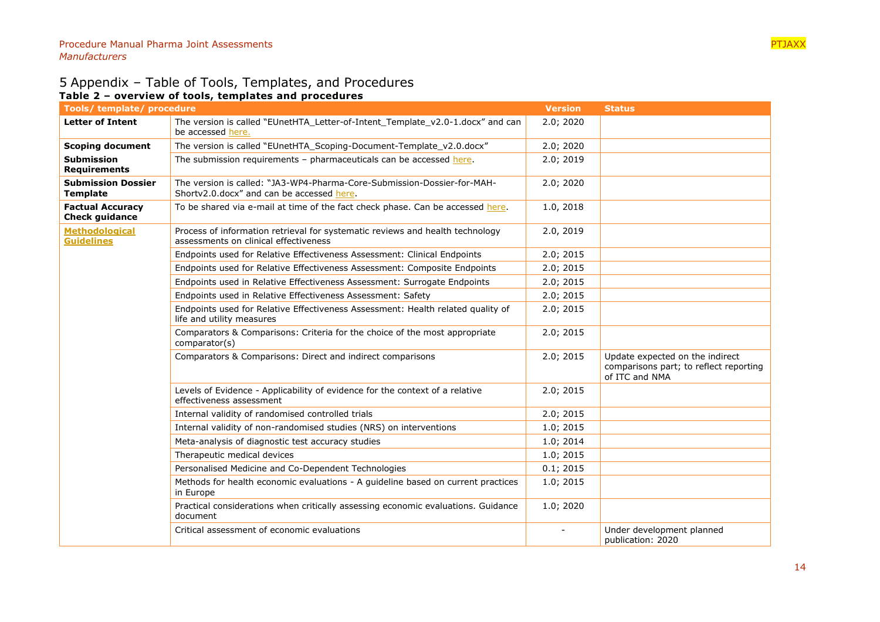# 5 Appendix – Table of Tools, Templates, and Procedures

**Table 2 – overview of tools, templates and procedures**

| Tools/ template/ procedure | | Version | Status |
|---|---|---|---|
| **Letter of Intent** | The version is called "EUnetHTA_Letter-of-Intent_Template_v2.0-1.docx" and can be accessed here. | 2.0; 2020 | |
| **Scoping document** | The version is called "EUnetHTA_Scoping-Document-Template_v2.0.docx" | 2.0; 2020 | |
| **Submission Requirements** | The submission requirements – pharmaceuticals can be accessed here. | 2.0; 2019 | |
| **Submission Dossier Template** | The version is called: "JA3-WP4-Pharma-Core-Submission-Dossier-for-MAH-Shortv2.0.docx" and can be accessed here. | 2.0; 2020 | |
| **Factual Accuracy Check guidance** | To be shared via e-mail at time of the fact check phase. Can be accessed here. | 1.0, 2018 | |
| **Methodological Guidelines** | Process of information retrieval for systematic reviews and health technology assessments on clinical effectiveness | 2.0, 2019 | |
| | Endpoints used for Relative Effectiveness Assessment: Clinical Endpoints | 2.0; 2015 | |
| | Endpoints used for Relative Effectiveness Assessment: Composite Endpoints | 2.0; 2015 | |
| | Endpoints used in Relative Effectiveness Assessment: Surrogate Endpoints | 2.0; 2015 | |
| | Endpoints used in Relative Effectiveness Assessment: Safety | 2.0; 2015 | |
| | Endpoints used for Relative Effectiveness Assessment: Health related quality of life and utility measures | 2.0; 2015 | |
| | Comparators & Comparisons: Criteria for the choice of the most appropriate comparator(s) | 2.0; 2015 | |
| | Comparators & Comparisons: Direct and indirect comparisons | 2.0; 2015 | Update expected on the indirect comparisons part; to reflect reporting of ITC and NMA |
| | Levels of Evidence - Applicability of evidence for the context of a relative effectiveness assessment | 2.0; 2015 | |
| | Internal validity of randomised controlled trials | 2.0; 2015 | |
| | Internal validity of non-randomised studies (NRS) on interventions | 1.0; 2015 | |
| | Meta-analysis of diagnostic test accuracy studies | 1.0; 2014 | |
| | Therapeutic medical devices | 1.0; 2015 | |
| | Personalised Medicine and Co-Dependent Technologies | 0.1; 2015 | |
| | Methods for health economic evaluations - A guideline based on current practices in Europe | 1.0; 2015 | |
| | Practical considerations when critically assessing economic evaluations. Guidance document | 1.0; 2020 | |
| | Critical assessment of economic evaluations | - | Under development planned publication: 2020 |